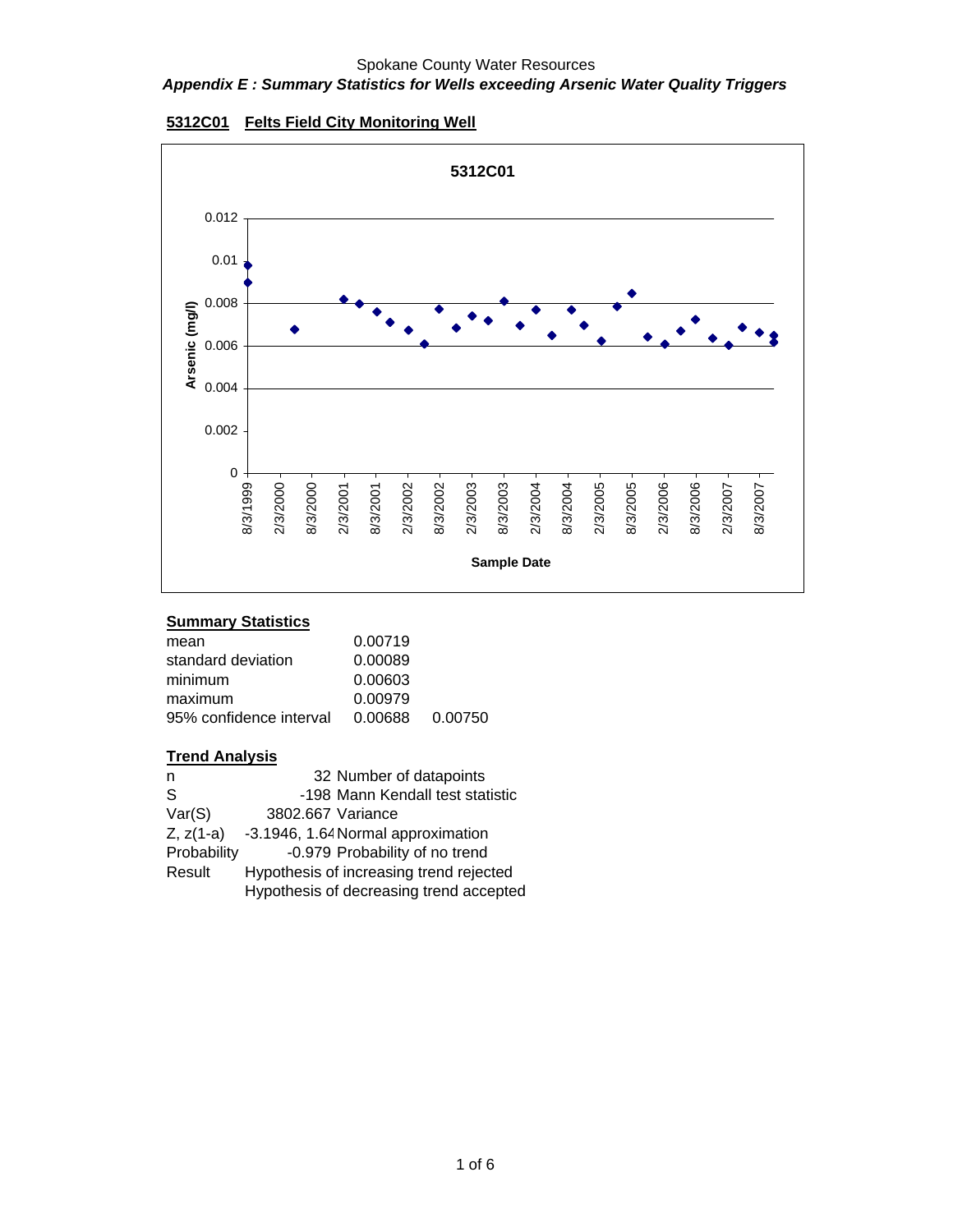Spokane County Water Resources

***Appendix E : Summary Statistics for Wells exceeding Arsenic Water Quality Triggers***

**5312C01 Felts Field City Monitoring Well**

## Summary Statistics

| | | |
|---|---|---|
| mean | 0.00719 | |
| standard deviation | 0.00089 | |
| minimum | 0.00603 | |
| maximum | 0.00979 | |
| 95% confidence interval | 0.00688 | 0.00750 |

## Trend Analysis

| | | |
|---|---|---|
| n | 32 | Number of datapoints |
| S | -198 | Mann Kendall test statistic |
| Var(S) | 3802.667 | Variance |
| Z, z(1-a) | -3.1946, 1.64 | Normal approximation |
| Probability | -0.979 | Probability of no trend |
| Result | Hypothesis of increasing trend rejected | |
| | Hypothesis of decreasing trend accepted | |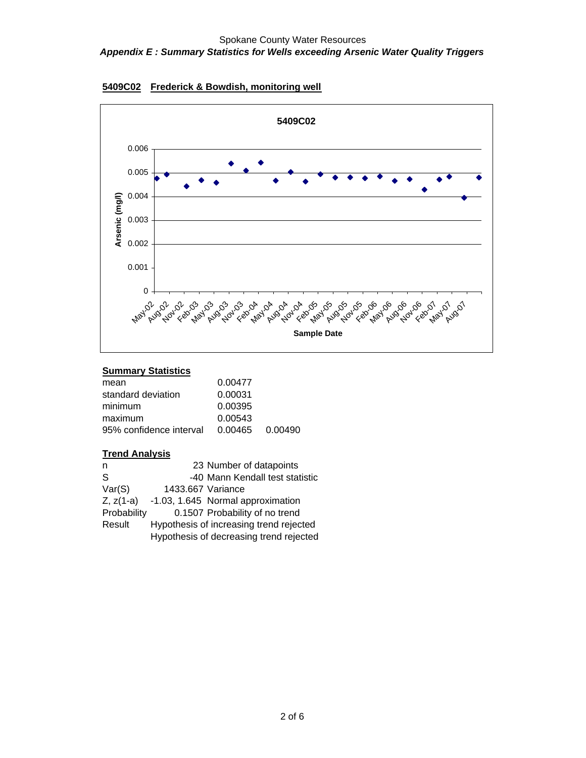## Spokane County Water Resources

### *Appendix E : Summary Statistics for Wells exceeding Arsenic Water Quality Triggers*

**5409C02 Frederick & Bowdish, monitoring well**

**Summary Statistics**

| | | |
|---|---|---|
| mean | 0.00477 | |
| standard deviation | 0.00031 | |
| minimum | 0.00395 | |
| maximum | 0.00543 | |
| 95% confidence interval | 0.00465 | 0.00490 |

**Trend Analysis**

| | | |
|---|---|---|
| n | 23 | Number of datapoints |
| S | -40 | Mann Kendall test statistic |
| Var(S) | 1433.667 | Variance |
| Z, z(1-a) | -1.03, 1.645 | Normal approximation |
| Probability | 0.1507 | Probability of no trend |
| Result | Hypothesis of increasing trend rejected | |
| | Hypothesis of decreasing trend rejected | |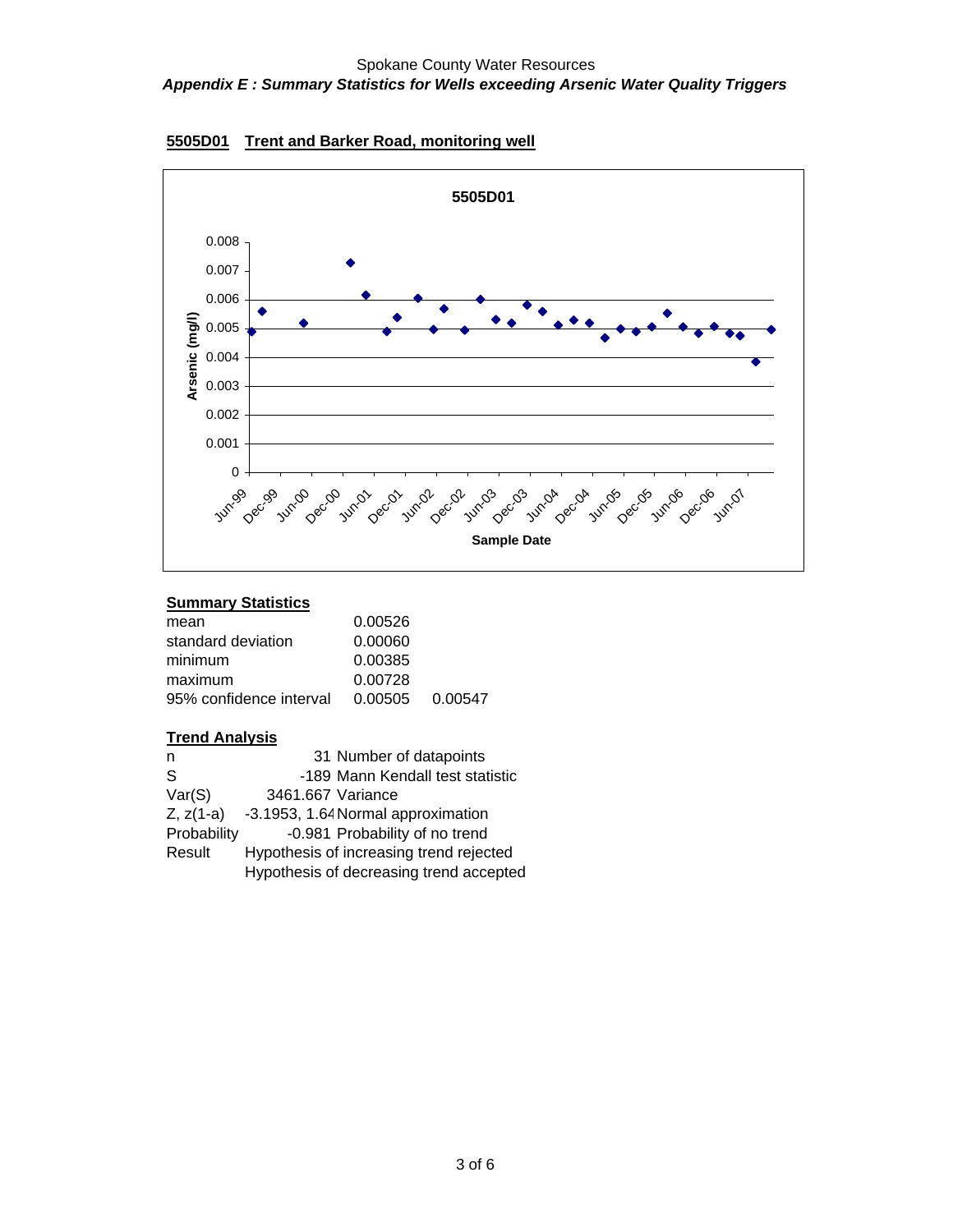Spokane County Water Resources

***Appendix E : Summary Statistics for Wells exceeding Arsenic Water Quality Triggers***

**5505D01 Trent and Barker Road, monitoring well**

**5505D01**

Arsenic (mg/l) vs. Sample Date (Jun-99 through Jun-07)

**Summary Statistics**

| | | |
|---|---|---|
| mean | 0.00526 | |
| standard deviation | 0.00060 | |
| minimum | 0.00385 | |
| maximum | 0.00728 | |
| 95% confidence interval | 0.00505 | 0.00547 |

**Trend Analysis**

| | | |
|---|---|---|
| n | 31 | Number of datapoints |
| S | -189 | Mann Kendall test statistic |
| Var(S) | 3461.667 | Variance |
| Z, z(1-a) | -3.1953, 1.64 | Normal approximation |
| Probability | -0.981 | Probability of no trend |
| Result | Hypothesis of increasing trend rejected | |
| | Hypothesis of decreasing trend accepted | |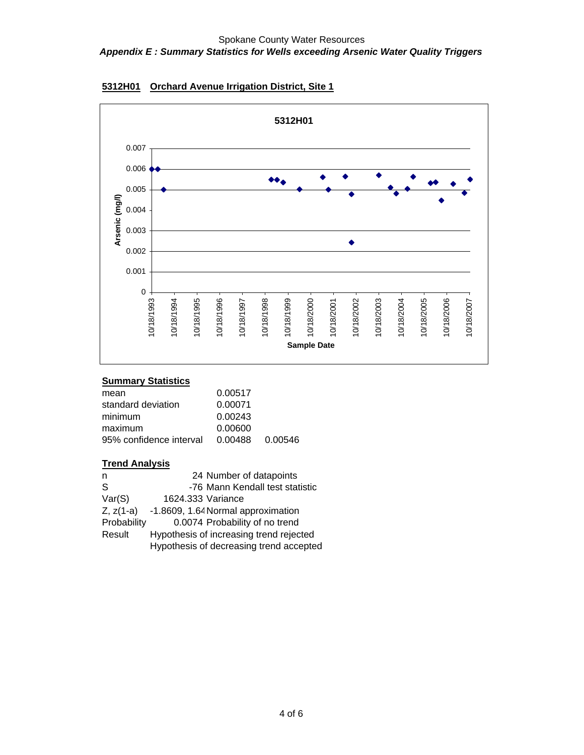## 5312H01 Orchard Avenue Irrigation District, Site 1

### Summary Statistics

| | | |
|---|---|---|
| mean | 0.00517 | |
| standard deviation | 0.00071 | |
| minimum | 0.00243 | |
| maximum | 0.00600 | |
| 95% confidence interval | 0.00488 | 0.00546 |

### Trend Analysis

| | | |
|---|---|---|
| n | 24 | Number of datapoints |
| S | -76 | Mann Kendall test statistic |
| Var(S) | 1624.333 | Variance |
| Z, z(1-a) | -1.8609, 1.64 | Normal approximation |
| Probability | 0.0074 | Probability of no trend |
| Result | Hypothesis of increasing trend rejected | |
| | Hypothesis of decreasing trend accepted | |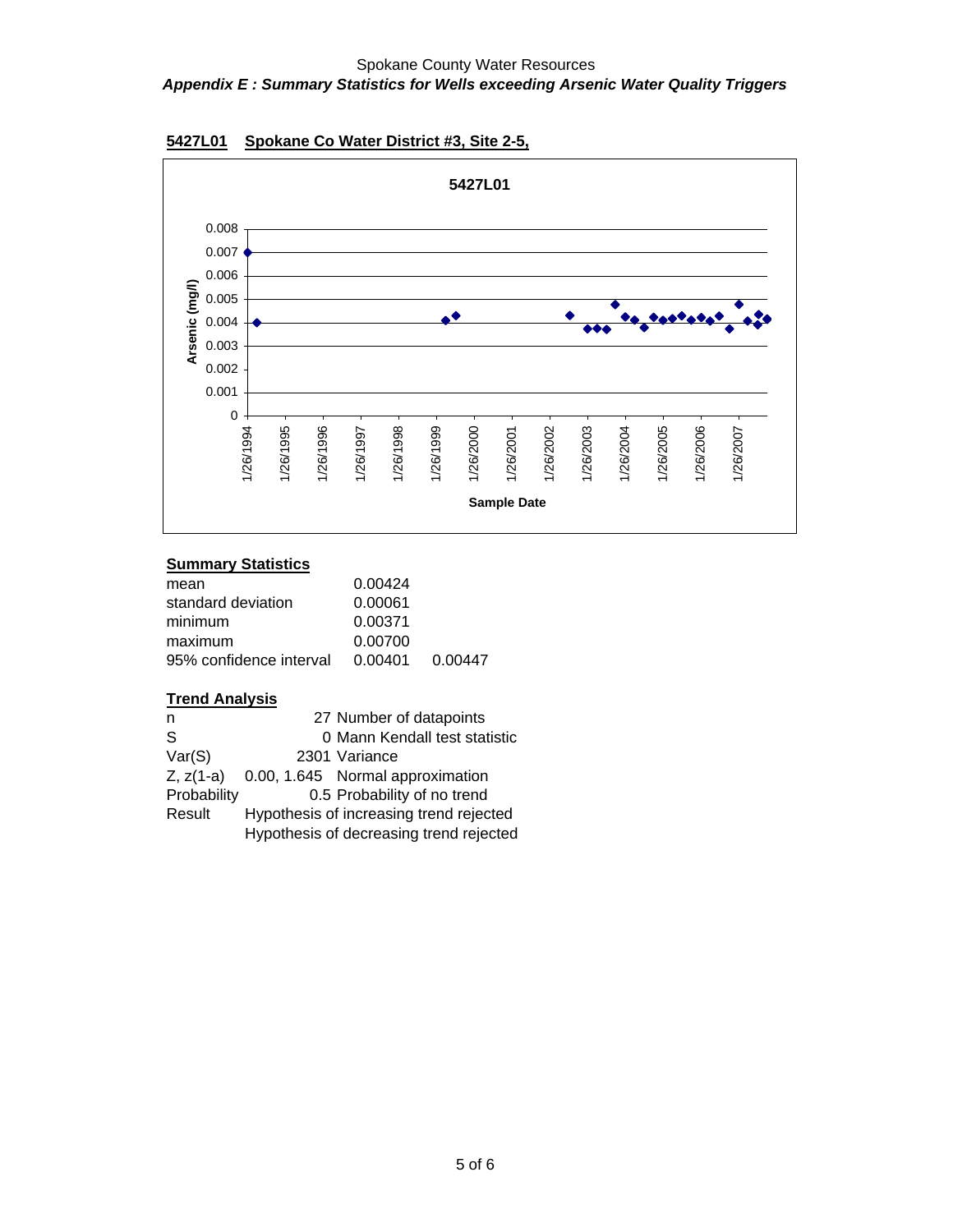Spokane County Water Resources

***Appendix E : Summary Statistics for Wells exceeding Arsenic Water Quality Triggers***

**5427L01 Spokane Co Water District #3, Site 2-5,**

**Summary Statistics**

| | | |
|---|---|---|
| mean | 0.00424 | |
| standard deviation | 0.00061 | |
| minimum | 0.00371 | |
| maximum | 0.00700 | |
| 95% confidence interval | 0.00401 | 0.00447 |

**Trend Analysis**

| | | |
|---|---|---|
| n | 27 | Number of datapoints |
| S | 0 | Mann Kendall test statistic |
| Var(S) | 2301 | Variance |
| Z, z(1-a) | 0.00, 1.645 | Normal approximation |
| Probability | 0.5 | Probability of no trend |
| Result | Hypothesis of increasing trend rejected | |
| | Hypothesis of decreasing trend rejected | |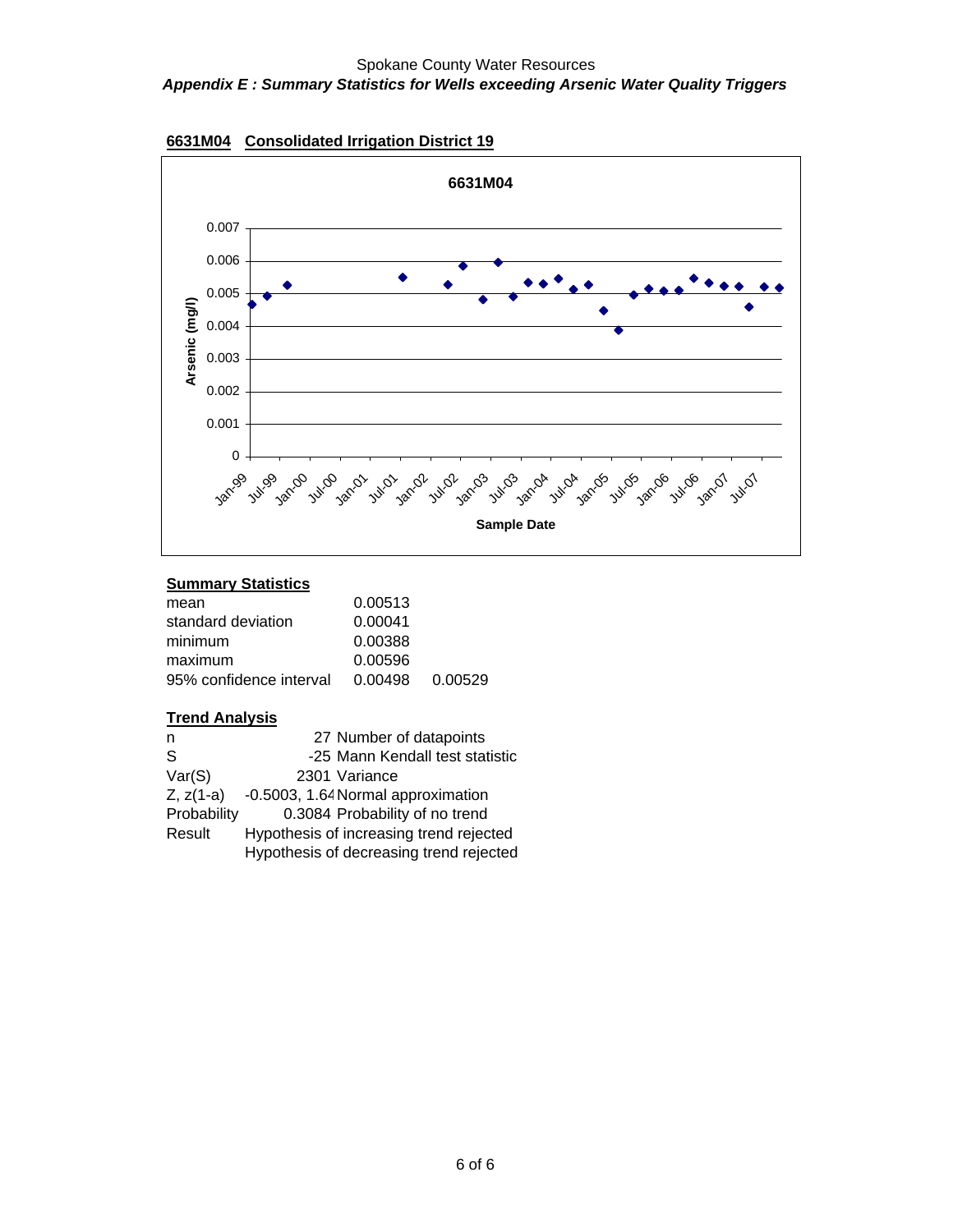**6631M04 Consolidated Irrigation District 19**

6631M04

Arsenic (mg/l)

0.007
0.006
0.005
0.004
0.003
0.002
0.001
0

Jan-99 Jul-99 Jan-00 Jul-00 Jan-01 Jul-01 Jan-02 Jul-02 Jan-03 Jul-03 Jan-04 Jul-04 Jan-05 Jul-05 Jan-06 Jul-06 Jan-07 Jul-07

Sample Date

**Summary Statistics**

| | | |
|---|---|---|
| mean | 0.00513 | |
| standard deviation | 0.00041 | |
| minimum | 0.00388 | |
| maximum | 0.00596 | |
| 95% confidence interval | 0.00498 | 0.00529 |

**Trend Analysis**

| | | |
|---|---|---|
| n | 27 | Number of datapoints |
| S | -25 | Mann Kendall test statistic |
| Var(S) | 2301 | Variance |
| Z, z(1-a) | -0.5003, 1.64 | Normal approximation |
| Probability | 0.3084 | Probability of no trend |
| Result | Hypothesis of increasing trend rejected | |
| | Hypothesis of decreasing trend rejected | |